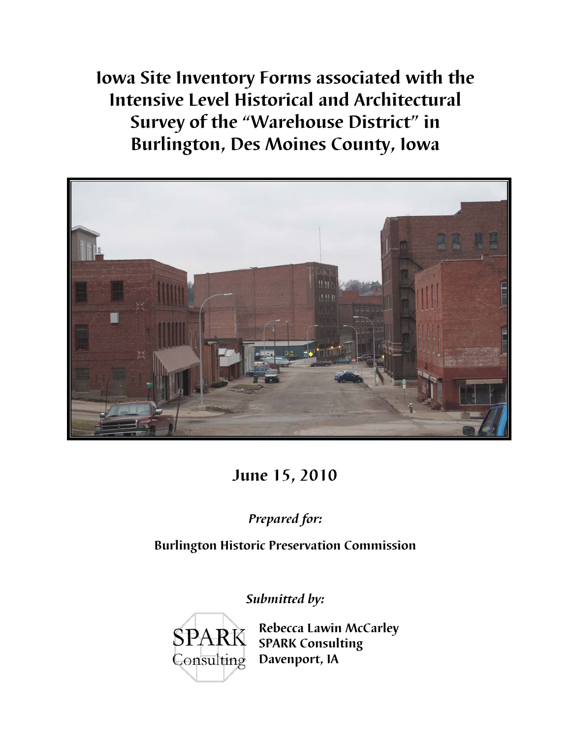# Iowa Site Inventory Forms associated with the Intensive Level Historical and Architectural Survey of the "Warehouse District" in Burlington, Des Moines County, Iowa

## June 15, 2010

*Prepared for:*

**Burlington Historic Preservation Commission**

*Submitted by:*

SPARK Consulting

**Rebecca Lawin McCarley**
**SPARK Consulting**
**Davenport, IA**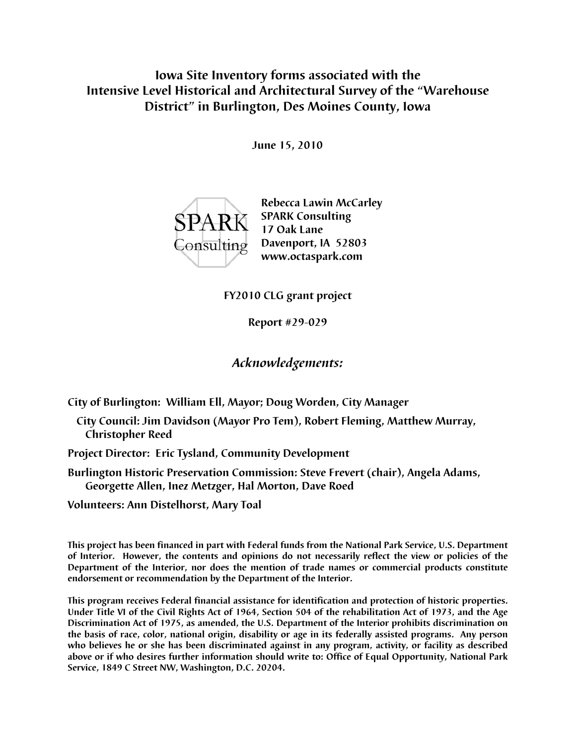# Iowa Site Inventory forms associated with the Intensive Level Historical and Architectural Survey of the "Warehouse District" in Burlington, Des Moines County, Iowa

**June 15, 2010**

SPARK Consulting

Rebecca Lawin McCarley
SPARK Consulting
17 Oak Lane
Davenport, IA 52803
www.octaspark.com

**FY2010 CLG grant project**

**Report #29-029**

## *Acknowledgements:*

**City of Burlington: William Ell, Mayor; Doug Worden, City Manager**

**City Council: Jim Davidson (Mayor Pro Tem), Robert Fleming, Matthew Murray, Christopher Reed**

**Project Director: Eric Tysland, Community Development**

**Burlington Historic Preservation Commission: Steve Frevert (chair), Angela Adams, Georgette Allen, Inez Metzger, Hal Morton, Dave Roed**

**Volunteers: Ann Distelhorst, Mary Toal**

This project has been financed in part with Federal funds from the National Park Service, U.S. Department of Interior. However, the contents and opinions do not necessarily reflect the view or policies of the Department of the Interior, nor does the mention of trade names or commercial products constitute endorsement or recommendation by the Department of the Interior.

This program receives Federal financial assistance for identification and protection of historic properties. Under Title VI of the Civil Rights Act of 1964, Section 504 of the rehabilitation Act of 1973, and the Age Discrimination Act of 1975, as amended, the U.S. Department of the Interior prohibits discrimination on the basis of race, color, national origin, disability or age in its federally assisted programs. Any person who believes he or she has been discriminated against in any program, activity, or facility as described above or if who desires further information should write to: Office of Equal Opportunity, National Park Service, 1849 C Street NW, Washington, D.C. 20204.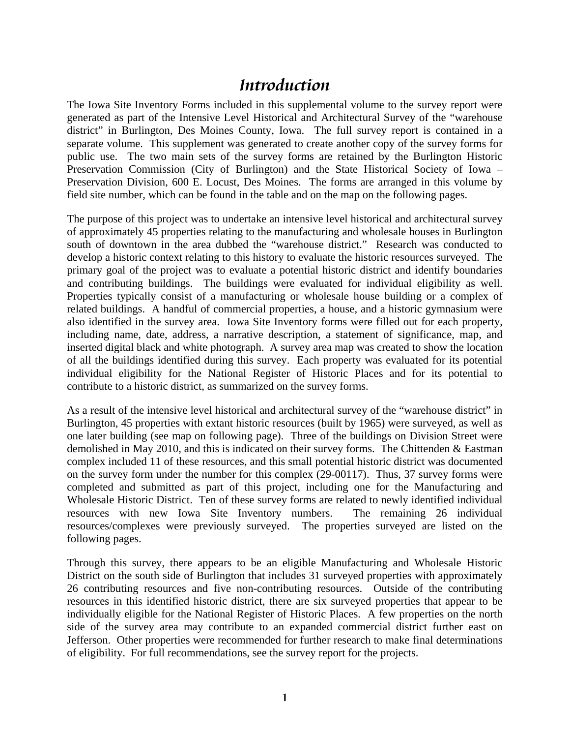# Introduction

The Iowa Site Inventory Forms included in this supplemental volume to the survey report were generated as part of the Intensive Level Historical and Architectural Survey of the "warehouse district" in Burlington, Des Moines County, Iowa. The full survey report is contained in a separate volume. This supplement was generated to create another copy of the survey forms for public use. The two main sets of the survey forms are retained by the Burlington Historic Preservation Commission (City of Burlington) and the State Historical Society of Iowa – Preservation Division, 600 E. Locust, Des Moines. The forms are arranged in this volume by field site number, which can be found in the table and on the map on the following pages.

The purpose of this project was to undertake an intensive level historical and architectural survey of approximately 45 properties relating to the manufacturing and wholesale houses in Burlington south of downtown in the area dubbed the "warehouse district." Research was conducted to develop a historic context relating to this history to evaluate the historic resources surveyed. The primary goal of the project was to evaluate a potential historic district and identify boundaries and contributing buildings. The buildings were evaluated for individual eligibility as well. Properties typically consist of a manufacturing or wholesale house building or a complex of related buildings. A handful of commercial properties, a house, and a historic gymnasium were also identified in the survey area. Iowa Site Inventory forms were filled out for each property, including name, date, address, a narrative description, a statement of significance, map, and inserted digital black and white photograph. A survey area map was created to show the location of all the buildings identified during this survey. Each property was evaluated for its potential individual eligibility for the National Register of Historic Places and for its potential to contribute to a historic district, as summarized on the survey forms.

As a result of the intensive level historical and architectural survey of the "warehouse district" in Burlington, 45 properties with extant historic resources (built by 1965) were surveyed, as well as one later building (see map on following page). Three of the buildings on Division Street were demolished in May 2010, and this is indicated on their survey forms. The Chittenden & Eastman complex included 11 of these resources, and this small potential historic district was documented on the survey form under the number for this complex (29-00117). Thus, 37 survey forms were completed and submitted as part of this project, including one for the Manufacturing and Wholesale Historic District. Ten of these survey forms are related to newly identified individual resources with new Iowa Site Inventory numbers. The remaining 26 individual resources/complexes were previously surveyed. The properties surveyed are listed on the following pages.

Through this survey, there appears to be an eligible Manufacturing and Wholesale Historic District on the south side of Burlington that includes 31 surveyed properties with approximately 26 contributing resources and five non-contributing resources. Outside of the contributing resources in this identified historic district, there are six surveyed properties that appear to be individually eligible for the National Register of Historic Places. A few properties on the north side of the survey area may contribute to an expanded commercial district further east on Jefferson. Other properties were recommended for further research to make final determinations of eligibility. For full recommendations, see the survey report for the projects.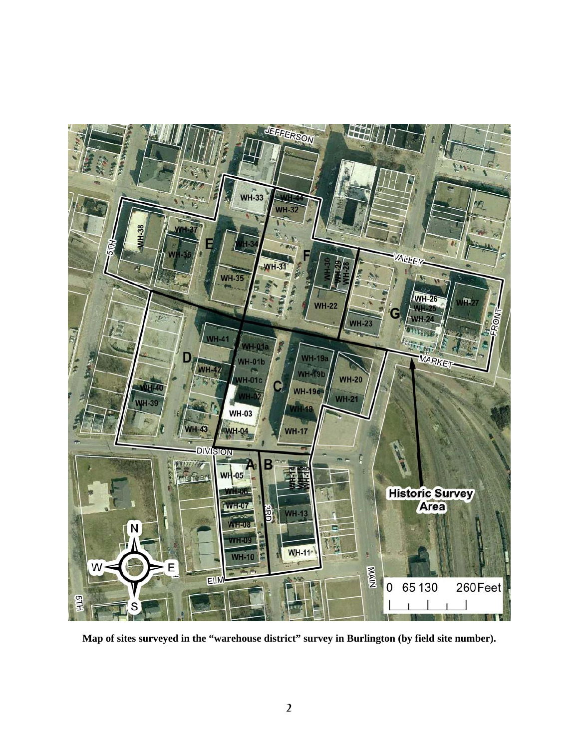**Map of sites surveyed in the "warehouse district" survey in Burlington (by field site number).**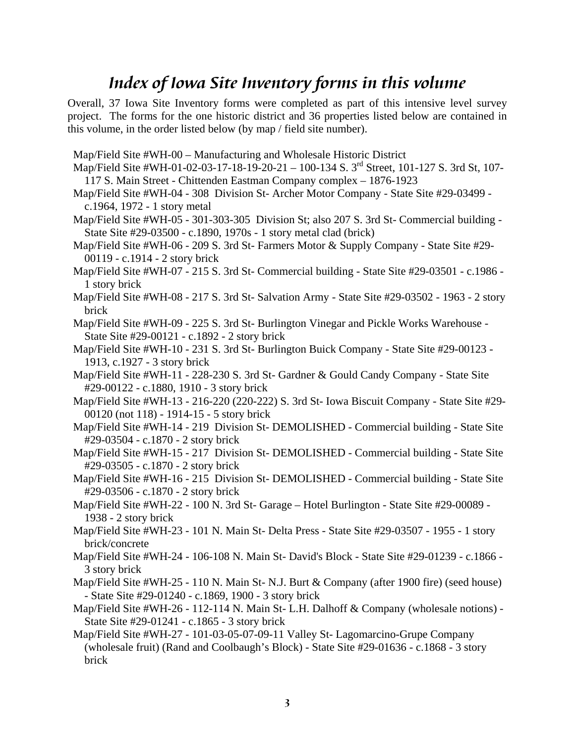# *Index of Iowa Site Inventory forms in this volume*

Overall, 37 Iowa Site Inventory forms were completed as part of this intensive level survey project. The forms for the one historic district and 36 properties listed below are contained in this volume, in the order listed below (by map / field site number).

- Map/Field Site #WH-00 – Manufacturing and Wholesale Historic District
- Map/Field Site #WH-01-02-03-17-18-19-20-21 – 100-134 S. 3rd Street, 101-127 S. 3rd St, 107-117 S. Main Street - Chittenden Eastman Company complex – 1876-1923
- Map/Field Site #WH-04 - 308 Division St- Archer Motor Company - State Site #29-03499 - c.1964, 1972 - 1 story metal
- Map/Field Site #WH-05 - 301-303-305 Division St; also 207 S. 3rd St- Commercial building - State Site #29-03500 - c.1890, 1970s - 1 story metal clad (brick)
- Map/Field Site #WH-06 - 209 S. 3rd St- Farmers Motor & Supply Company - State Site #29-00119 - c.1914 - 2 story brick
- Map/Field Site #WH-07 - 215 S. 3rd St- Commercial building - State Site #29-03501 - c.1986 - 1 story brick
- Map/Field Site #WH-08 - 217 S. 3rd St- Salvation Army - State Site #29-03502 - 1963 - 2 story brick
- Map/Field Site #WH-09 - 225 S. 3rd St- Burlington Vinegar and Pickle Works Warehouse - State Site #29-00121 - c.1892 - 2 story brick
- Map/Field Site #WH-10 - 231 S. 3rd St- Burlington Buick Company - State Site #29-00123 - 1913, c.1927 - 3 story brick
- Map/Field Site #WH-11 - 228-230 S. 3rd St- Gardner & Gould Candy Company - State Site #29-00122 - c.1880, 1910 - 3 story brick
- Map/Field Site #WH-13 - 216-220 (220-222) S. 3rd St- Iowa Biscuit Company - State Site #29-00120 (not 118) - 1914-15 - 5 story brick
- Map/Field Site #WH-14 - 219 Division St- DEMOLISHED - Commercial building - State Site #29-03504 - c.1870 - 2 story brick
- Map/Field Site #WH-15 - 217 Division St- DEMOLISHED - Commercial building - State Site #29-03505 - c.1870 - 2 story brick
- Map/Field Site #WH-16 - 215 Division St- DEMOLISHED - Commercial building - State Site #29-03506 - c.1870 - 2 story brick
- Map/Field Site #WH-22 - 100 N. 3rd St- Garage – Hotel Burlington - State Site #29-00089 - 1938 - 2 story brick
- Map/Field Site #WH-23 - 101 N. Main St- Delta Press - State Site #29-03507 - 1955 - 1 story brick/concrete
- Map/Field Site #WH-24 - 106-108 N. Main St- David's Block - State Site #29-01239 - c.1866 - 3 story brick
- Map/Field Site #WH-25 - 110 N. Main St- N.J. Burt & Company (after 1900 fire) (seed house) - State Site #29-01240 - c.1869, 1900 - 3 story brick
- Map/Field Site #WH-26 - 112-114 N. Main St- L.H. Dalhoff & Company (wholesale notions) - State Site #29-01241 - c.1865 - 3 story brick
- Map/Field Site #WH-27 - 101-03-05-07-09-11 Valley St- Lagomarcino-Grupe Company (wholesale fruit) (Rand and Coolbaugh's Block) - State Site #29-01636 - c.1868 - 3 story brick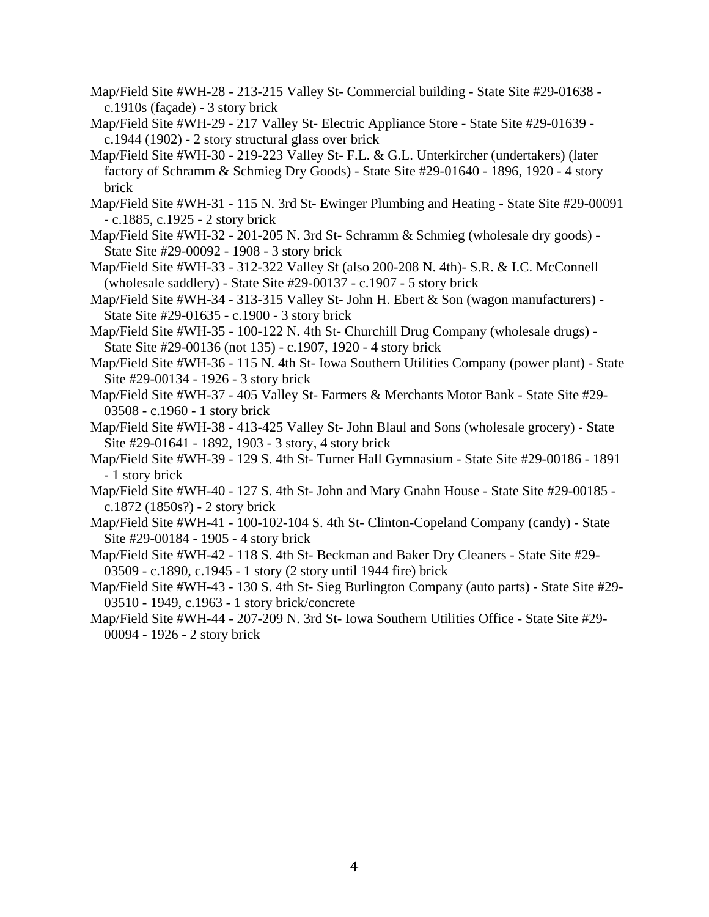Map/Field Site #WH-28 - 213-215 Valley St- Commercial building - State Site #29-01638 - c.1910s (façade) - 3 story brick

Map/Field Site #WH-29 - 217 Valley St- Electric Appliance Store - State Site #29-01639 - c.1944 (1902) - 2 story structural glass over brick

Map/Field Site #WH-30 - 219-223 Valley St- F.L. & G.L. Unterkircher (undertakers) (later factory of Schramm & Schmieg Dry Goods) - State Site #29-01640 - 1896, 1920 - 4 story brick

Map/Field Site #WH-31 - 115 N. 3rd St- Ewinger Plumbing and Heating - State Site #29-00091 - c.1885, c.1925 - 2 story brick

Map/Field Site #WH-32 - 201-205 N. 3rd St- Schramm & Schmieg (wholesale dry goods) - State Site #29-00092 - 1908 - 3 story brick

Map/Field Site #WH-33 - 312-322 Valley St (also 200-208 N. 4th)- S.R. & I.C. McConnell (wholesale saddlery) - State Site #29-00137 - c.1907 - 5 story brick

Map/Field Site #WH-34 - 313-315 Valley St- John H. Ebert & Son (wagon manufacturers) - State Site #29-01635 - c.1900 - 3 story brick

Map/Field Site #WH-35 - 100-122 N. 4th St- Churchill Drug Company (wholesale drugs) - State Site #29-00136 (not 135) - c.1907, 1920 - 4 story brick

Map/Field Site #WH-36 - 115 N. 4th St- Iowa Southern Utilities Company (power plant) - State Site #29-00134 - 1926 - 3 story brick

Map/Field Site #WH-37 - 405 Valley St- Farmers & Merchants Motor Bank - State Site #29-03508 - c.1960 - 1 story brick

Map/Field Site #WH-38 - 413-425 Valley St- John Blaul and Sons (wholesale grocery) - State Site #29-01641 - 1892, 1903 - 3 story, 4 story brick

Map/Field Site #WH-39 - 129 S. 4th St- Turner Hall Gymnasium - State Site #29-00186 - 1891 - 1 story brick

Map/Field Site #WH-40 - 127 S. 4th St- John and Mary Gnahn House - State Site #29-00185 - c.1872 (1850s?) - 2 story brick

Map/Field Site #WH-41 - 100-102-104 S. 4th St- Clinton-Copeland Company (candy) - State Site #29-00184 - 1905 - 4 story brick

Map/Field Site #WH-42 - 118 S. 4th St- Beckman and Baker Dry Cleaners - State Site #29-03509 - c.1890, c.1945 - 1 story (2 story until 1944 fire) brick

Map/Field Site #WH-43 - 130 S. 4th St- Sieg Burlington Company (auto parts) - State Site #29-03510 - 1949, c.1963 - 1 story brick/concrete

Map/Field Site #WH-44 - 207-209 N. 3rd St- Iowa Southern Utilities Office - State Site #29-00094 - 1926 - 2 story brick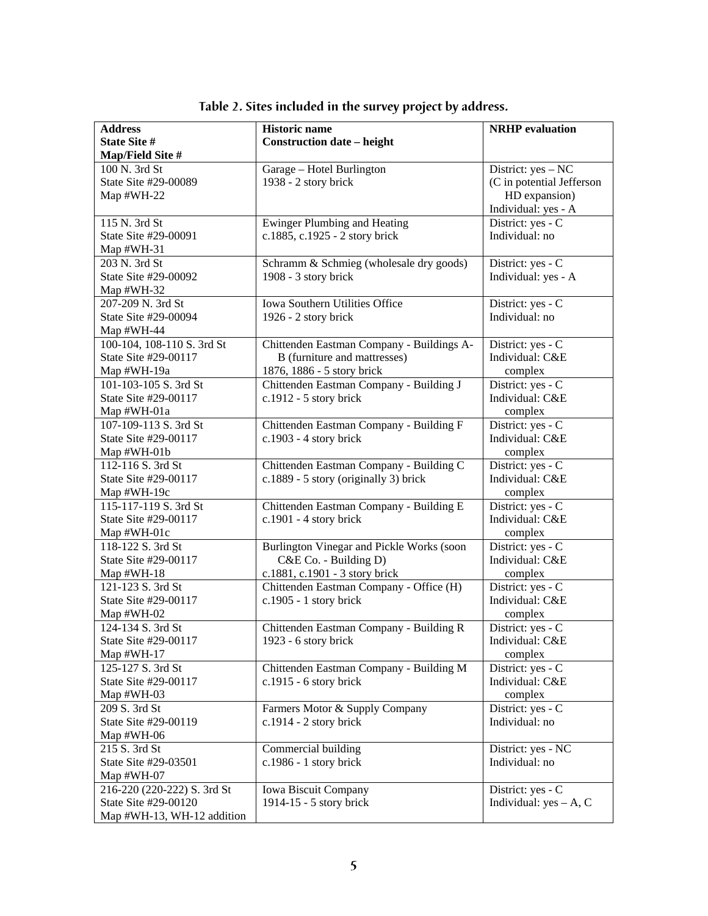**Table 2. Sites included in the survey project by address.**

| Address<br>State Site #<br>Map/Field Site # | Historic name<br>Construction date – height | NRHP evaluation |
|---|---|---|
| 100 N. 3rd St<br>State Site #29-00089<br>Map #WH-22 | Garage – Hotel Burlington<br>1938 - 2 story brick | District: yes – NC<br>(C in potential Jefferson HD expansion)<br>Individual: yes - A |
| 115 N. 3rd St<br>State Site #29-00091<br>Map #WH-31 | Ewinger Plumbing and Heating<br>c.1885, c.1925 - 2 story brick | District: yes - C<br>Individual: no |
| 203 N. 3rd St<br>State Site #29-00092<br>Map #WH-32 | Schramm & Schmieg (wholesale dry goods)<br>1908 - 3 story brick | District: yes - C<br>Individual: yes - A |
| 207-209 N. 3rd St<br>State Site #29-00094<br>Map #WH-44 | Iowa Southern Utilities Office<br>1926 - 2 story brick | District: yes - C<br>Individual: no |
| 100-104, 108-110 S. 3rd St<br>State Site #29-00117<br>Map #WH-19a | Chittenden Eastman Company - Buildings A-B (furniture and mattresses)<br>1876, 1886 - 5 story brick | District: yes - C<br>Individual: C&E complex |
| 101-103-105 S. 3rd St<br>State Site #29-00117<br>Map #WH-01a | Chittenden Eastman Company - Building J<br>c.1912 - 5 story brick | District: yes - C<br>Individual: C&E complex |
| 107-109-113 S. 3rd St<br>State Site #29-00117<br>Map #WH-01b | Chittenden Eastman Company - Building F<br>c.1903 - 4 story brick | District: yes - C<br>Individual: C&E complex |
| 112-116 S. 3rd St<br>State Site #29-00117<br>Map #WH-19c | Chittenden Eastman Company - Building C<br>c.1889 - 5 story (originally 3) brick | District: yes - C<br>Individual: C&E complex |
| 115-117-119 S. 3rd St<br>State Site #29-00117<br>Map #WH-01c | Chittenden Eastman Company - Building E<br>c.1901 - 4 story brick | District: yes - C<br>Individual: C&E complex |
| 118-122 S. 3rd St<br>State Site #29-00117<br>Map #WH-18 | Burlington Vinegar and Pickle Works (soon C&E Co. - Building D)<br>c.1881, c.1901 - 3 story brick | District: yes - C<br>Individual: C&E complex |
| 121-123 S. 3rd St<br>State Site #29-00117<br>Map #WH-02 | Chittenden Eastman Company - Office (H)<br>c.1905 - 1 story brick | District: yes - C<br>Individual: C&E complex |
| 124-134 S. 3rd St<br>State Site #29-00117<br>Map #WH-17 | Chittenden Eastman Company - Building R<br>1923 - 6 story brick | District: yes - C<br>Individual: C&E complex |
| 125-127 S. 3rd St<br>State Site #29-00117<br>Map #WH-03 | Chittenden Eastman Company - Building M<br>c.1915 - 6 story brick | District: yes - C<br>Individual: C&E complex |
| 209 S. 3rd St<br>State Site #29-00119<br>Map #WH-06 | Farmers Motor & Supply Company<br>c.1914 - 2 story brick | District: yes - C<br>Individual: no |
| 215 S. 3rd St<br>State Site #29-03501<br>Map #WH-07 | Commercial building<br>c.1986 - 1 story brick | District: yes - NC<br>Individual: no |
| 216-220 (220-222) S. 3rd St<br>State Site #29-00120<br>Map #WH-13, WH-12 addition | Iowa Biscuit Company<br>1914-15 - 5 story brick | District: yes - C<br>Individual: yes – A, C |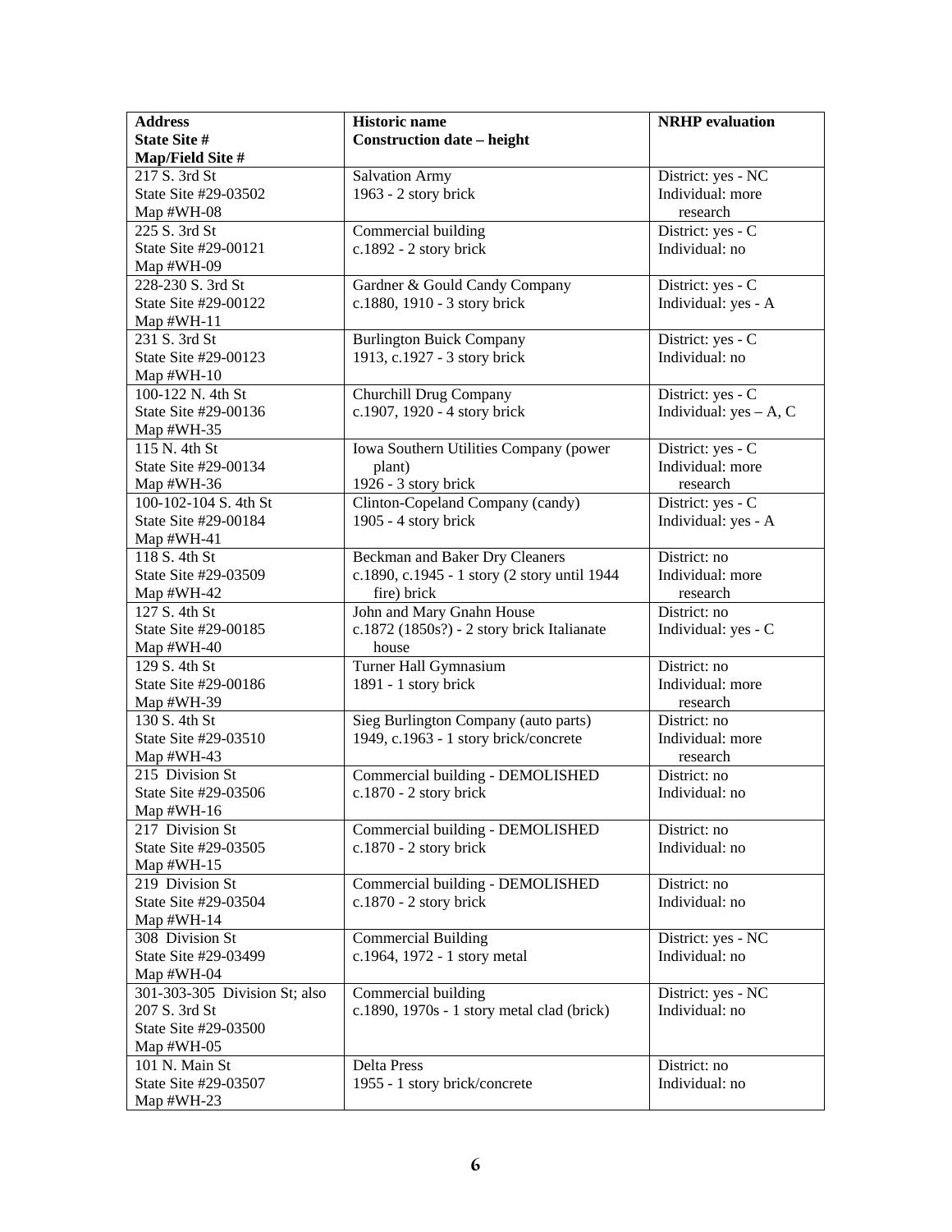| Address<br>State Site #<br>Map/Field Site # | Historic name<br>Construction date – height | NRHP evaluation |
|---|---|---|
| 217 S. 3rd St<br>State Site #29-03502<br>Map #WH-08 | Salvation Army<br>1963 - 2 story brick | District: yes - NC<br>Individual: more research |
| 225 S. 3rd St<br>State Site #29-00121<br>Map #WH-09 | Commercial building<br>c.1892 - 2 story brick | District: yes - C<br>Individual: no |
| 228-230 S. 3rd St<br>State Site #29-00122<br>Map #WH-11 | Gardner & Gould Candy Company<br>c.1880, 1910 - 3 story brick | District: yes - C<br>Individual: yes - A |
| 231 S. 3rd St<br>State Site #29-00123<br>Map #WH-10 | Burlington Buick Company<br>1913, c.1927 - 3 story brick | District: yes - C<br>Individual: no |
| 100-122 N. 4th St<br>State Site #29-00136<br>Map #WH-35 | Churchill Drug Company<br>c.1907, 1920 - 4 story brick | District: yes - C<br>Individual: yes – A, C |
| 115 N. 4th St<br>State Site #29-00134<br>Map #WH-36 | Iowa Southern Utilities Company (power plant)<br>1926 - 3 story brick | District: yes - C<br>Individual: more research |
| 100-102-104 S. 4th St<br>State Site #29-00184<br>Map #WH-41 | Clinton-Copeland Company (candy)<br>1905 - 4 story brick | District: yes - C<br>Individual: yes - A |
| 118 S. 4th St<br>State Site #29-03509<br>Map #WH-42 | Beckman and Baker Dry Cleaners<br>c.1890, c.1945 - 1 story (2 story until 1944 fire) brick | District: no<br>Individual: more research |
| 127 S. 4th St<br>State Site #29-00185<br>Map #WH-40 | John and Mary Gnahn House<br>c.1872 (1850s?) - 2 story brick Italianate house | District: no<br>Individual: yes - C |
| 129 S. 4th St<br>State Site #29-00186<br>Map #WH-39 | Turner Hall Gymnasium<br>1891 - 1 story brick | District: no<br>Individual: more research |
| 130 S. 4th St<br>State Site #29-03510<br>Map #WH-43 | Sieg Burlington Company (auto parts)<br>1949, c.1963 - 1 story brick/concrete | District: no<br>Individual: more research |
| 215 Division St<br>State Site #29-03506<br>Map #WH-16 | Commercial building - DEMOLISHED<br>c.1870 - 2 story brick | District: no<br>Individual: no |
| 217 Division St<br>State Site #29-03505<br>Map #WH-15 | Commercial building - DEMOLISHED<br>c.1870 - 2 story brick | District: no<br>Individual: no |
| 219 Division St<br>State Site #29-03504<br>Map #WH-14 | Commercial building - DEMOLISHED<br>c.1870 - 2 story brick | District: no<br>Individual: no |
| 308 Division St<br>State Site #29-03499<br>Map #WH-04 | Commercial Building<br>c.1964, 1972 - 1 story metal | District: yes - NC<br>Individual: no |
| 301-303-305 Division St; also 207 S. 3rd St<br>State Site #29-03500<br>Map #WH-05 | Commercial building<br>c.1890, 1970s - 1 story metal clad (brick) | District: yes - NC<br>Individual: no |
| 101 N. Main St<br>State Site #29-03507<br>Map #WH-23 | Delta Press<br>1955 - 1 story brick/concrete | District: no<br>Individual: no |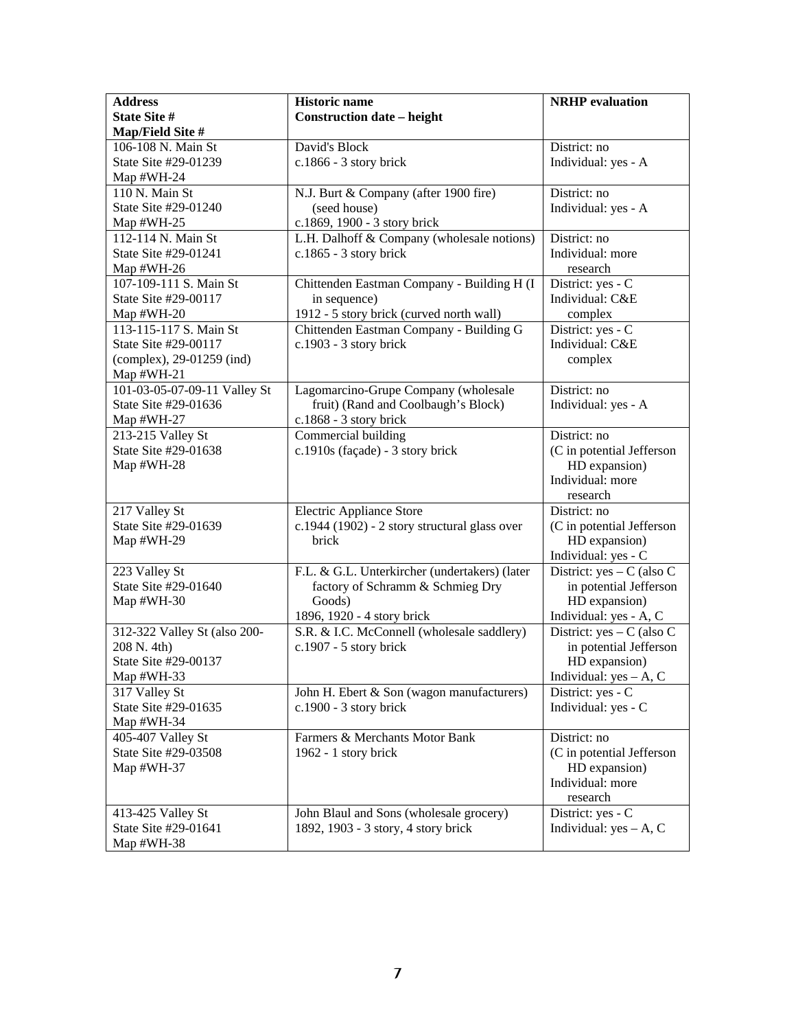| Address<br>State Site #<br>Map/Field Site # | Historic name<br>Construction date – height | NRHP evaluation |
|---|---|---|
| 106-108 N. Main St<br>State Site #29-01239<br>Map #WH-24 | David's Block<br>c.1866 - 3 story brick | District: no<br>Individual: yes - A |
| 110 N. Main St<br>State Site #29-01240<br>Map #WH-25 | N.J. Burt & Company (after 1900 fire) (seed house)<br>c.1869, 1900 - 3 story brick | District: no<br>Individual: yes - A |
| 112-114 N. Main St<br>State Site #29-01241<br>Map #WH-26 | L.H. Dalhoff & Company (wholesale notions)<br>c.1865 - 3 story brick | District: no<br>Individual: more research |
| 107-109-111 S. Main St<br>State Site #29-00117<br>Map #WH-20 | Chittenden Eastman Company - Building H (I in sequence)<br>1912 - 5 story brick (curved north wall) | District: yes - C<br>Individual: C&E complex |
| 113-115-117 S. Main St<br>State Site #29-00117 (complex), 29-01259 (ind)<br>Map #WH-21 | Chittenden Eastman Company - Building G<br>c.1903 - 3 story brick | District: yes - C<br>Individual: C&E complex |
| 101-03-05-07-09-11 Valley St<br>State Site #29-01636<br>Map #WH-27 | Lagomarcino-Grupe Company (wholesale fruit) (Rand and Coolbaugh's Block)<br>c.1868 - 3 story brick | District: no<br>Individual: yes - A |
| 213-215 Valley St<br>State Site #29-01638<br>Map #WH-28 | Commercial building<br>c.1910s (façade) - 3 story brick | District: no<br>(C in potential Jefferson HD expansion)<br>Individual: more research |
| 217 Valley St<br>State Site #29-01639<br>Map #WH-29 | Electric Appliance Store<br>c.1944 (1902) - 2 story structural glass over brick | District: no<br>(C in potential Jefferson HD expansion)<br>Individual: yes - C |
| 223 Valley St<br>State Site #29-01640<br>Map #WH-30 | F.L. & G.L. Unterkircher (undertakers) (later factory of Schramm & Schmieg Dry Goods)<br>1896, 1920 - 4 story brick | District: yes – C (also C in potential Jefferson HD expansion)<br>Individual: yes - A, C |
| 312-322 Valley St (also 200-208 N. 4th)<br>State Site #29-00137<br>Map #WH-33 | S.R. & I.C. McConnell (wholesale saddlery)<br>c.1907 - 5 story brick | District: yes – C (also C in potential Jefferson HD expansion)<br>Individual: yes – A, C |
| 317 Valley St<br>State Site #29-01635<br>Map #WH-34 | John H. Ebert & Son (wagon manufacturers)<br>c.1900 - 3 story brick | District: yes - C<br>Individual: yes - C |
| 405-407 Valley St<br>State Site #29-03508<br>Map #WH-37 | Farmers & Merchants Motor Bank<br>1962 - 1 story brick | District: no<br>(C in potential Jefferson HD expansion)<br>Individual: more research |
| 413-425 Valley St<br>State Site #29-01641<br>Map #WH-38 | John Blaul and Sons (wholesale grocery)<br>1892, 1903 - 3 story, 4 story brick | District: yes - C<br>Individual: yes – A, C |